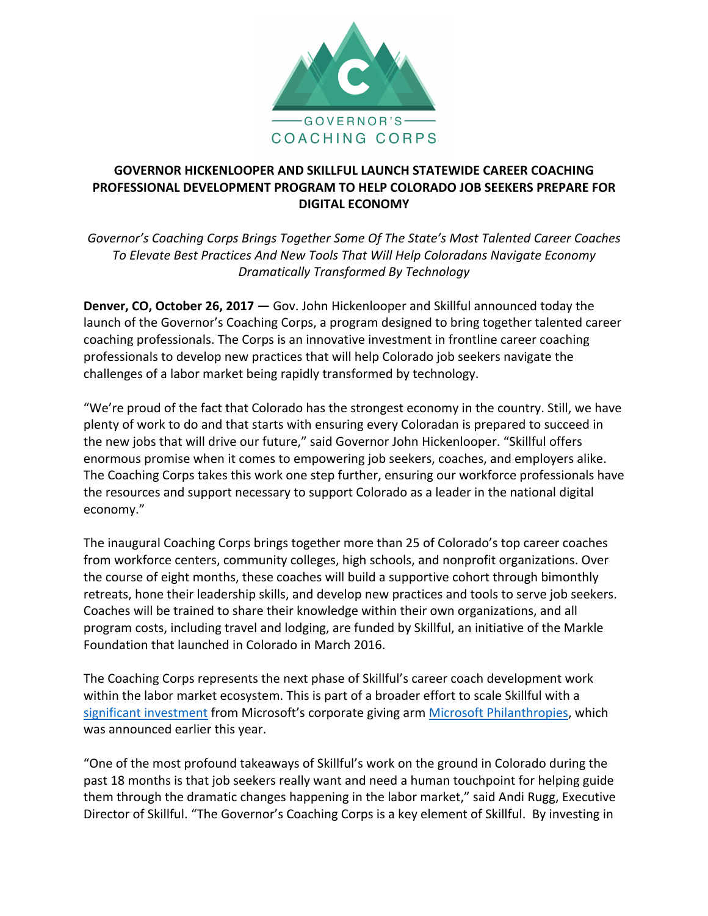GOVERNOR'S
COACHING CORPS

## GOVERNOR HICKENLOOPER AND SKILLFUL LAUNCH STATEWIDE CAREER COACHING PROFESSIONAL DEVELOPMENT PROGRAM TO HELP COLORADO JOB SEEKERS PREPARE FOR DIGITAL ECONOMY

*Governor's Coaching Corps Brings Together Some Of The State's Most Talented Career Coaches To Elevate Best Practices And New Tools That Will Help Coloradans Navigate Economy Dramatically Transformed By Technology*

**Denver, CO, October 26, 2017 —** Gov. John Hickenlooper and Skillful announced today the launch of the Governor's Coaching Corps, a program designed to bring together talented career coaching professionals. The Corps is an innovative investment in frontline career coaching professionals to develop new practices that will help Colorado job seekers navigate the challenges of a labor market being rapidly transformed by technology.

"We're proud of the fact that Colorado has the strongest economy in the country. Still, we have plenty of work to do and that starts with ensuring every Coloradan is prepared to succeed in the new jobs that will drive our future," said Governor John Hickenlooper. "Skillful offers enormous promise when it comes to empowering job seekers, coaches, and employers alike. The Coaching Corps takes this work one step further, ensuring our workforce professionals have the resources and support necessary to support Colorado as a leader in the national digital economy."

The inaugural Coaching Corps brings together more than 25 of Colorado's top career coaches from workforce centers, community colleges, high schools, and nonprofit organizations. Over the course of eight months, these coaches will build a supportive cohort through bimonthly retreats, hone their leadership skills, and develop new practices and tools to serve job seekers. Coaches will be trained to share their knowledge within their own organizations, and all program costs, including travel and lodging, are funded by Skillful, an initiative of the Markle Foundation that launched in Colorado in March 2016.

The Coaching Corps represents the next phase of Skillful's career coach development work within the labor market ecosystem. This is part of a broader effort to scale Skillful with a significant investment from Microsoft's corporate giving arm Microsoft Philanthropies, which was announced earlier this year.

"One of the most profound takeaways of Skillful's work on the ground in Colorado during the past 18 months is that job seekers really want and need a human touchpoint for helping guide them through the dramatic changes happening in the labor market," said Andi Rugg, Executive Director of Skillful. "The Governor's Coaching Corps is a key element of Skillful. By investing in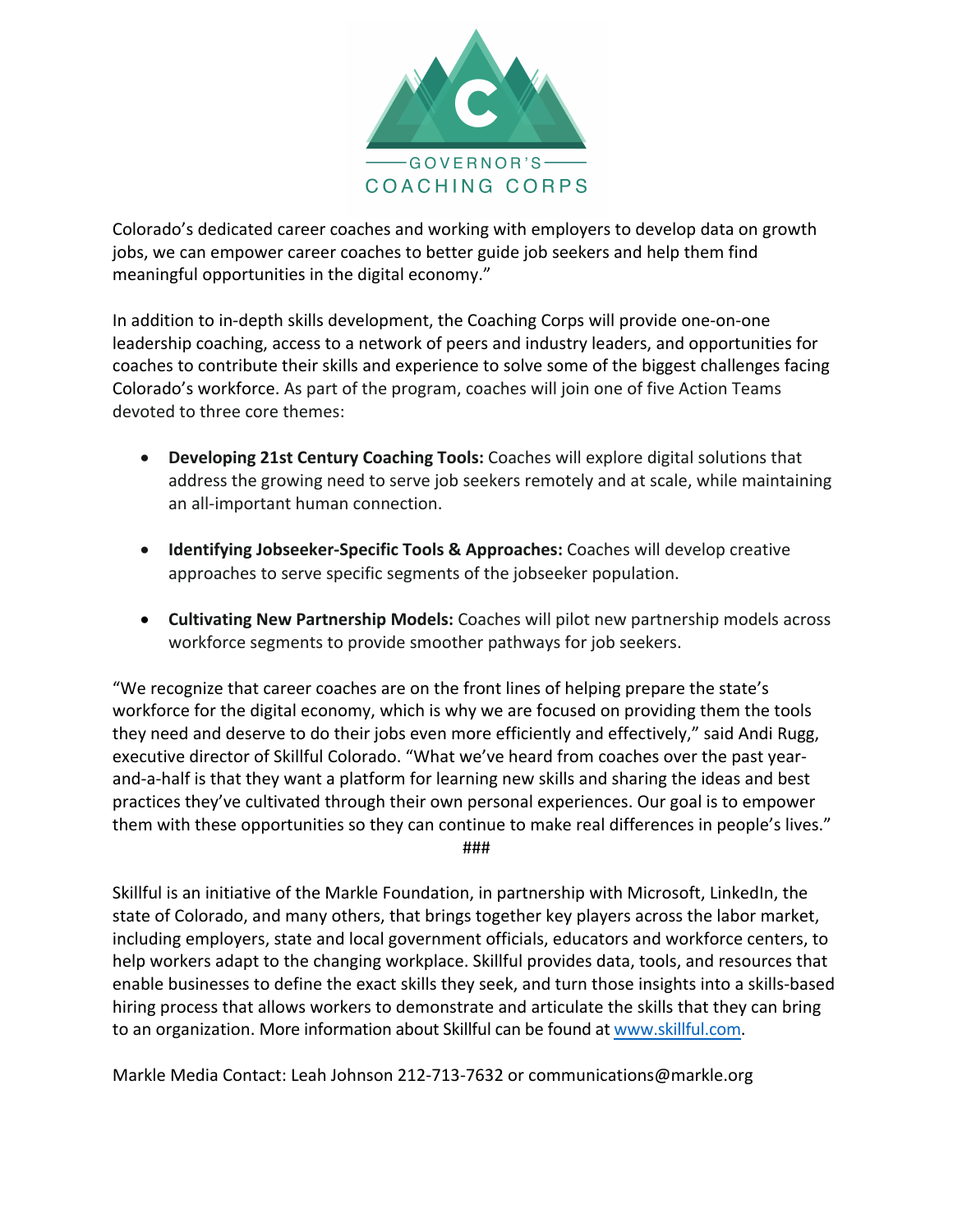Colorado's dedicated career coaches and working with employers to develop data on growth jobs, we can empower career coaches to better guide job seekers and help them find meaningful opportunities in the digital economy."

In addition to in-depth skills development, the Coaching Corps will provide one-on-one leadership coaching, access to a network of peers and industry leaders, and opportunities for coaches to contribute their skills and experience to solve some of the biggest challenges facing Colorado's workforce. As part of the program, coaches will join one of five Action Teams devoted to three core themes:

- **Developing 21st Century Coaching Tools:** Coaches will explore digital solutions that address the growing need to serve job seekers remotely and at scale, while maintaining an all-important human connection.
- **Identifying Jobseeker-Specific Tools & Approaches:** Coaches will develop creative approaches to serve specific segments of the jobseeker population.
- **Cultivating New Partnership Models:** Coaches will pilot new partnership models across workforce segments to provide smoother pathways for job seekers.

"We recognize that career coaches are on the front lines of helping prepare the state's workforce for the digital economy, which is why we are focused on providing them the tools they need and deserve to do their jobs even more efficiently and effectively," said Andi Rugg, executive director of Skillful Colorado. "What we've heard from coaches over the past year-and-a-half is that they want a platform for learning new skills and sharing the ideas and best practices they've cultivated through their own personal experiences. Our goal is to empower them with these opportunities so they can continue to make real differences in people's lives."

###

Skillful is an initiative of the Markle Foundation, in partnership with Microsoft, LinkedIn, the state of Colorado, and many others, that brings together key players across the labor market, including employers, state and local government officials, educators and workforce centers, to help workers adapt to the changing workplace. Skillful provides data, tools, and resources that enable businesses to define the exact skills they seek, and turn those insights into a skills-based hiring process that allows workers to demonstrate and articulate the skills that they can bring to an organization. More information about Skillful can be found at www.skillful.com.

Markle Media Contact: Leah Johnson 212-713-7632 or communications@markle.org